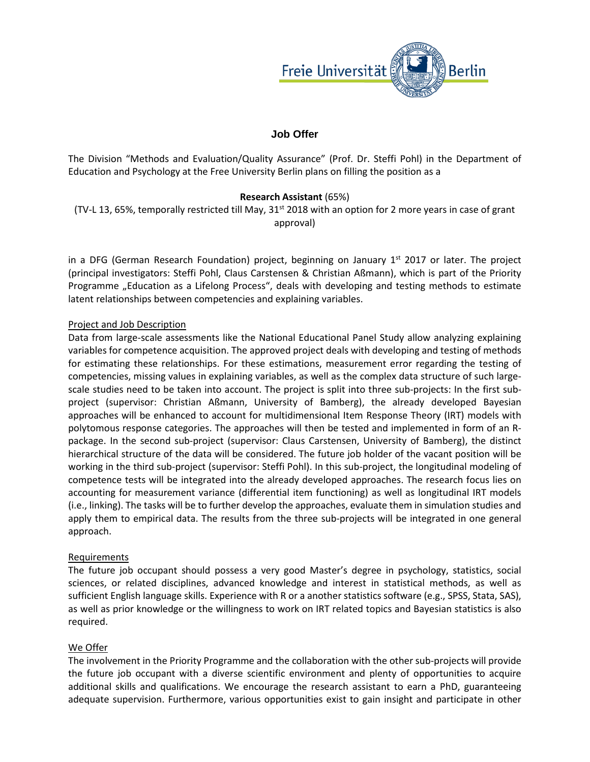Freie Universität Berlin

# Job Offer

The Division "Methods and Evaluation/Quality Assurance" (Prof. Dr. Steffi Pohl) in the Department of Education and Psychology at the Free University Berlin plans on filling the position as a

**Research Assistant** (65%)

(TV-L 13, 65%, temporally restricted till May, 31st 2018 with an option for 2 more years in case of grant approval)

in a DFG (German Research Foundation) project, beginning on January 1st 2017 or later. The project (principal investigators: Steffi Pohl, Claus Carstensen & Christian Aßmann), which is part of the Priority Programme „Education as a Lifelong Process", deals with developing and testing methods to estimate latent relationships between competencies and explaining variables.

## Project and Job Description

Data from large-scale assessments like the National Educational Panel Study allow analyzing explaining variables for competence acquisition. The approved project deals with developing and testing of methods for estimating these relationships. For these estimations, measurement error regarding the testing of competencies, missing values in explaining variables, as well as the complex data structure of such large-scale studies need to be taken into account. The project is split into three sub-projects: In the first sub-project (supervisor: Christian Aßmann, University of Bamberg), the already developed Bayesian approaches will be enhanced to account for multidimensional Item Response Theory (IRT) models with polytomous response categories. The approaches will then be tested and implemented in form of an R-package. In the second sub-project (supervisor: Claus Carstensen, University of Bamberg), the distinct hierarchical structure of the data will be considered. The future job holder of the vacant position will be working in the third sub-project (supervisor: Steffi Pohl). In this sub-project, the longitudinal modeling of competence tests will be integrated into the already developed approaches. The research focus lies on accounting for measurement variance (differential item functioning) as well as longitudinal IRT models (i.e., linking). The tasks will be to further develop the approaches, evaluate them in simulation studies and apply them to empirical data. The results from the three sub-projects will be integrated in one general approach.

## Requirements

The future job occupant should possess a very good Master's degree in psychology, statistics, social sciences, or related disciplines, advanced knowledge and interest in statistical methods, as well as sufficient English language skills. Experience with R or a another statistics software (e.g., SPSS, Stata, SAS), as well as prior knowledge or the willingness to work on IRT related topics and Bayesian statistics is also required.

## We Offer

The involvement in the Priority Programme and the collaboration with the other sub-projects will provide the future job occupant with a diverse scientific environment and plenty of opportunities to acquire additional skills and qualifications. We encourage the research assistant to earn a PhD, guaranteeing adequate supervision. Furthermore, various opportunities exist to gain insight and participate in other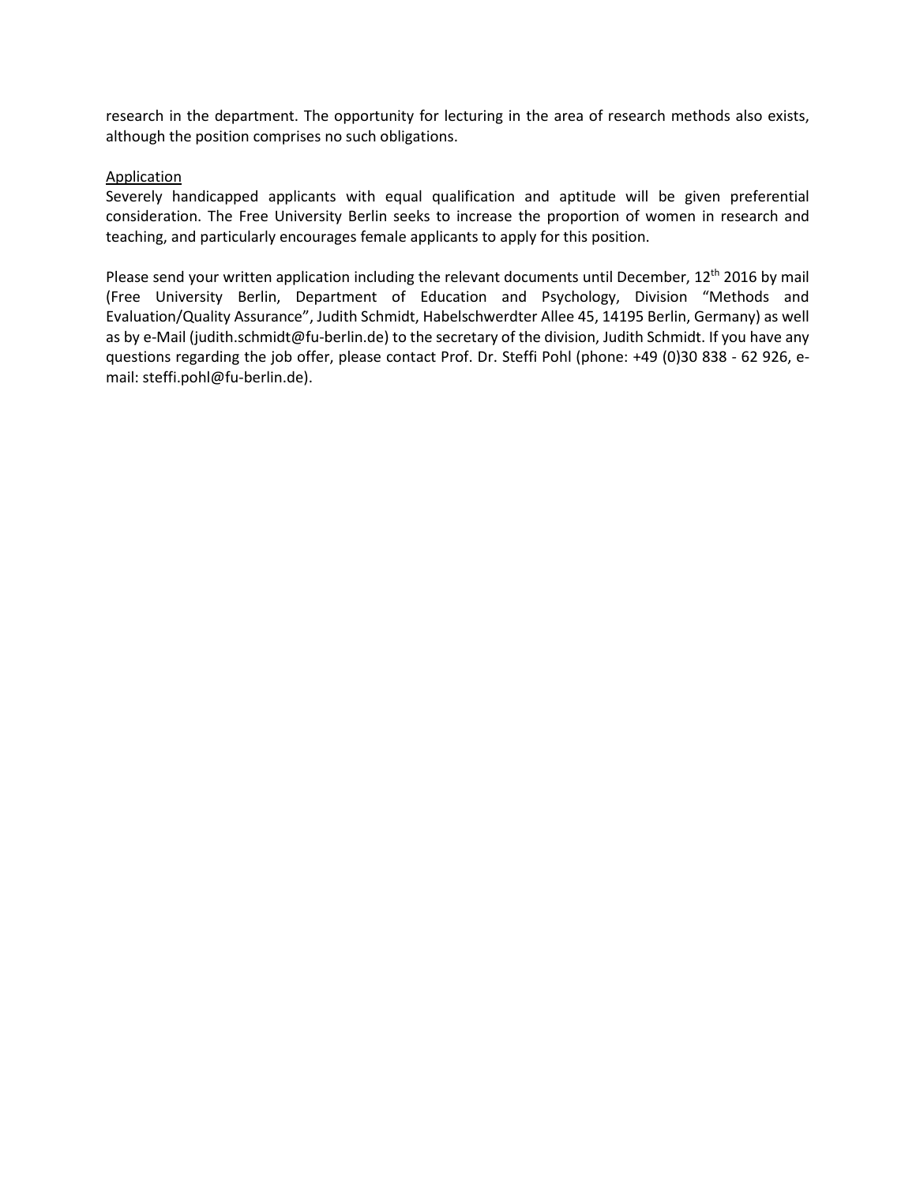research in the department. The opportunity for lecturing in the area of research methods also exists, although the position comprises no such obligations.

## Application

Severely handicapped applicants with equal qualification and aptitude will be given preferential consideration. The Free University Berlin seeks to increase the proportion of women in research and teaching, and particularly encourages female applicants to apply for this position.

Please send your written application including the relevant documents until December, 12th 2016 by mail (Free University Berlin, Department of Education and Psychology, Division "Methods and Evaluation/Quality Assurance", Judith Schmidt, Habelschwerdter Allee 45, 14195 Berlin, Germany) as well as by e-Mail (judith.schmidt@fu-berlin.de) to the secretary of the division, Judith Schmidt. If you have any questions regarding the job offer, please contact Prof. Dr. Steffi Pohl (phone: +49 (0)30 838 - 62 926, e-mail: steffi.pohl@fu-berlin.de).